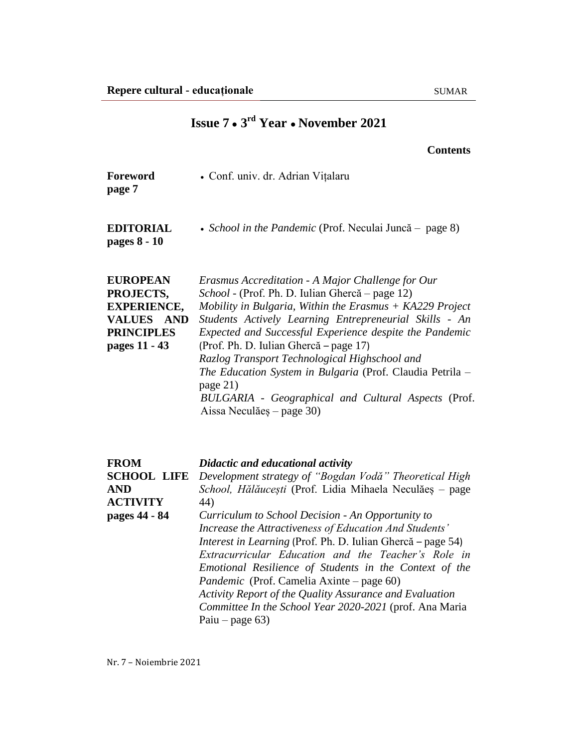# Issue 7 • 3rd Year • November 2021

**Contents**

| | |
|---|---|
| **Foreword**<br>**page 7** | • Conf. univ. dr. Adrian Vițalaru |
| **EDITORIAL**<br>**pages 8 - 10** | • *School in the Pandemic* (Prof. Neculai Juncă – page 8) |
| **EUROPEAN PROJECTS, EXPERIENCE, VALUES AND PRINCIPLES**<br>**pages 11 - 43** | *Erasmus Accreditation - A Major Challenge for Our School* - (Prof. Ph. D. Iulian Ghercă – page 12)<br>*Mobility in Bulgaria, Within the Erasmus + KA229 Project Students Actively Learning Entrepreneurial Skills - An Expected and Successful Experience despite the Pandemic* (Prof. Ph. D. Iulian Ghercă – page 17)<br>*Razlog Transport Technological Highschool and The Education System in Bulgaria* (Prof. Claudia Petrila – page 21)<br>*BULGARIA - Geographical and Cultural Aspects* (Prof. Aissa Neculăeș – page 30) |
| **FROM SCHOOL LIFE AND ACTIVITY**<br>**pages 44 - 84** | ***Didactic and educational activity***<br>*Development strategy of "Bogdan Vodă" Theoretical High School, Hălăucești* (Prof. Lidia Mihaela Neculăeș – page 44)<br>*Curriculum to School Decision - An Opportunity to Increase the Attractiveness of Education And Students' Interest in Learning* (Prof. Ph. D. Iulian Ghercă – page 54)<br>*Extracurricular Education and the Teacher's Role in Emotional Resilience of Students in the Context of the Pandemic* (Prof. Camelia Axinte – page 60)<br>*Activity Report of the Quality Assurance and Evaluation Committee In the School Year 2020-2021* (prof. Ana Maria Paiu – page 63) |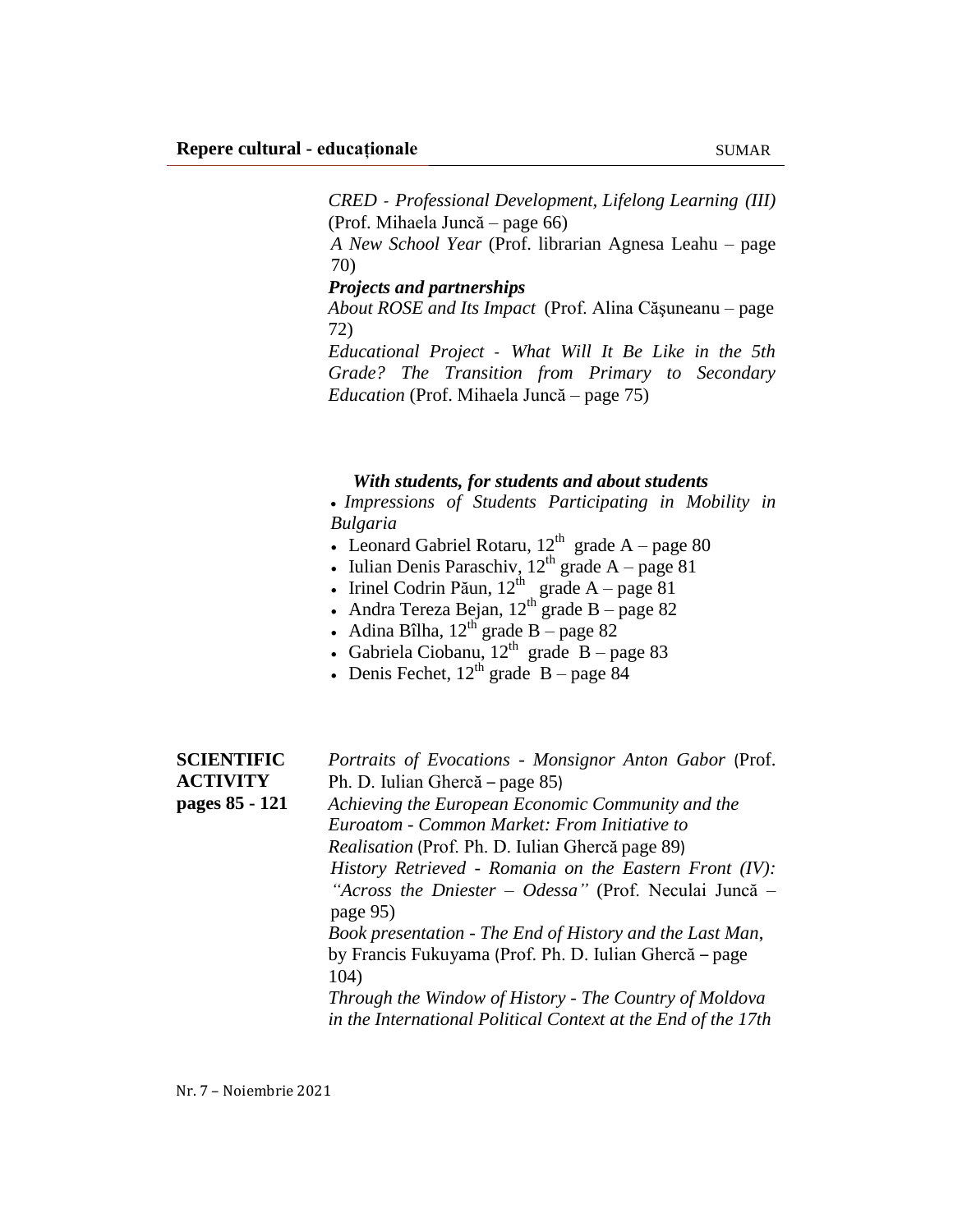*CRED - Professional Development, Lifelong Learning (III)* (Prof. Mihaela Juncă – page 66)

*A New School Year* (Prof. librarian Agnesa Leahu – page 70)

***Projects and partnerships***

*About ROSE and Its Impact* (Prof. Alina Cășuneanu – page 72)

*Educational Project - What Will It Be Like in the 5th Grade? The Transition from Primary to Secondary Education* (Prof. Mihaela Juncă – page 75)

***With students, for students and about students***

- *Impressions of Students Participating in Mobility in Bulgaria*
- Leonard Gabriel Rotaru, 12th grade A – page 80
- Iulian Denis Paraschiv, 12th grade A – page 81
- Irinel Codrin Păun, 12th grade A – page 81
- Andra Tereza Bejan, 12th grade B – page 82
- Adina Bîlha, 12th grade B – page 82
- Gabriela Ciobanu, 12th grade B – page 83
- Denis Fechet, 12th grade B – page 84

**SCIENTIFIC ACTIVITY pages 85 - 121**

*Portraits of Evocations - Monsignor Anton Gabor* (Prof. Ph. D. Iulian Ghercă – page 85)

*Achieving the European Economic Community and the Euroatom - Common Market: From Initiative to Realisation* (Prof. Ph. D. Iulian Ghercă page 89)

*History Retrieved - Romania on the Eastern Front (IV): "Across the Dniester – Odessa"* (Prof. Neculai Juncă – page 95)

*Book presentation - The End of History and the Last Man*, by Francis Fukuyama (Prof. Ph. D. Iulian Ghercă – page 104)

*Through the Window of History - The Country of Moldova in the International Political Context at the End of the 17th*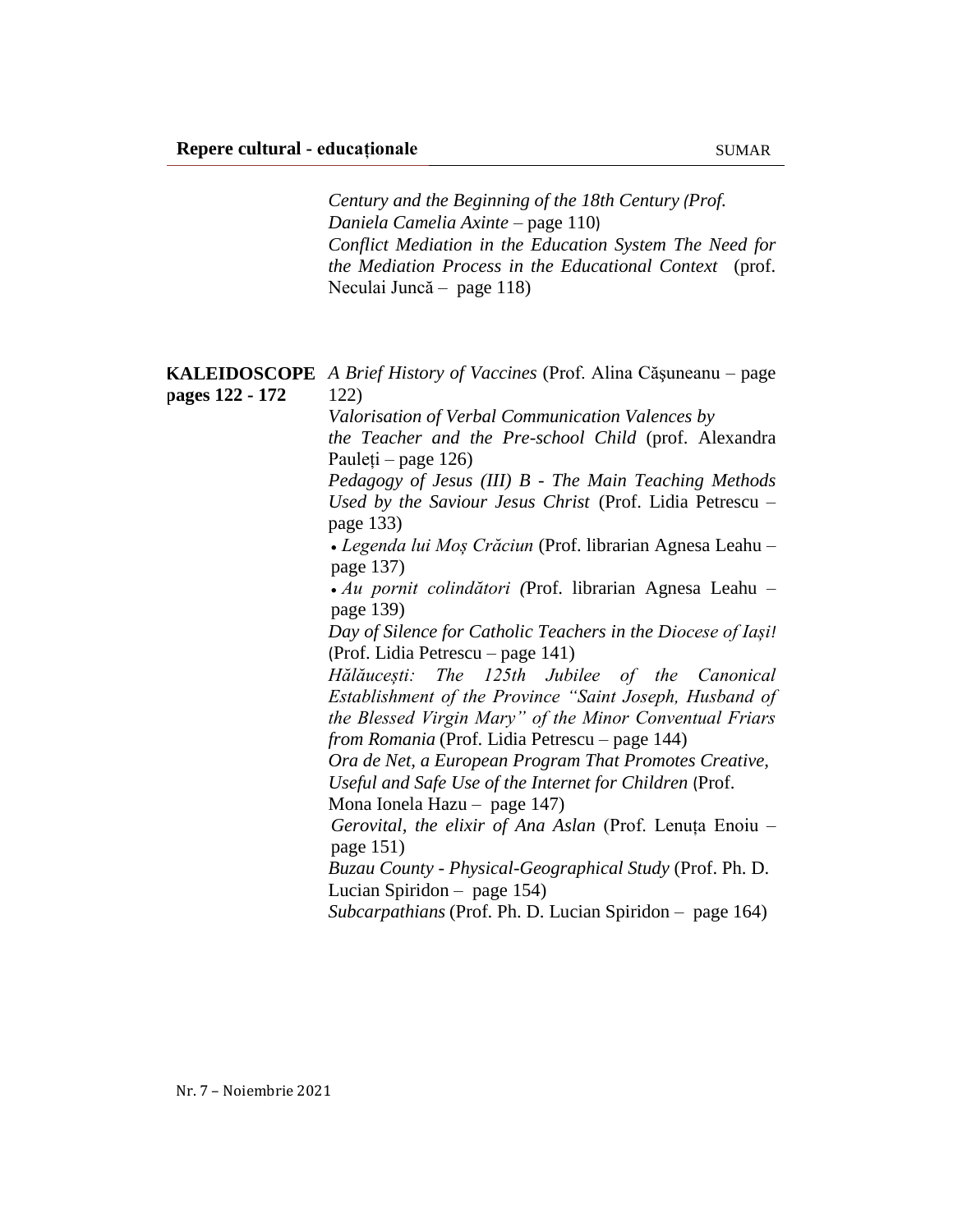*Century and the Beginning of the 18th Century (Prof. Daniela Camelia Axinte* – page 110)
*Conflict Mediation in the Education System The Need for the Mediation Process in the Educational Context* (prof. Neculai Juncă – page 118)

| | |
|---|---|
| **KALEIDOSCOPE pages 122 - 172** | *A Brief History of Vaccines* (Prof. Alina Căşuneanu – page 122)<br>*Valorisation of Verbal Communication Valences by the Teacher and the Pre-school Child* (prof. Alexandra Pauleți – page 126)<br>*Pedagogy of Jesus (III) B - The Main Teaching Methods Used by the Saviour Jesus Christ* (Prof. Lidia Petrescu – page 133)<br>• *Legenda lui Moș Crăciun* (Prof. librarian Agnesa Leahu – page 137)<br>• *Au pornit colindători (*Prof. librarian Agnesa Leahu – page 139)<br>*Day of Silence for Catholic Teachers in the Diocese of Iași!* (Prof. Lidia Petrescu – page 141)<br>*Hălăucești: The 125th Jubilee of the Canonical Establishment of the Province "Saint Joseph, Husband of the Blessed Virgin Mary" of the Minor Conventual Friars from Romania* (Prof. Lidia Petrescu – page 144)<br>*Ora de Net, a European Program That Promotes Creative, Useful and Safe Use of the Internet for Children* (Prof. Mona Ionela Hazu – page 147)<br>*Gerovital, the elixir of Ana Aslan* (Prof. Lenuța Enoiu – page 151)<br>*Buzau County - Physical-Geographical Study* (Prof. Ph. D. Lucian Spiridon – page 154)<br>*Subcarpathians* (Prof. Ph. D. Lucian Spiridon – page 164) |